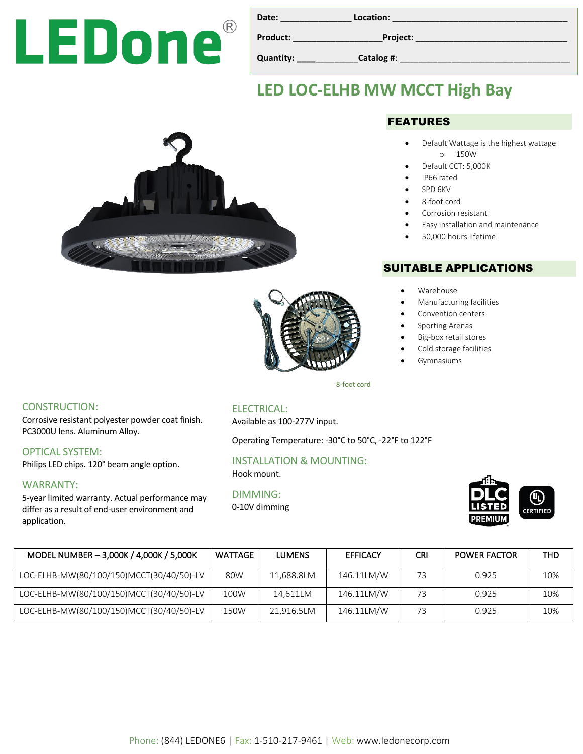LEDone®

Date: _______________ Location: _______________________________________

Product: ____________________ Project: __________________________________

Quantity: ______________ Catalog #: _____________________________________

# LED LOC-ELHB MW MCCT High Bay

## FEATURES

- Default Wattage is the highest wattage
  - 150W
- Default CCT: 5,000K
- IP66 rated
- SPD 6KV
- 8-foot cord
- Corrosion resistant
- Easy installation and maintenance
- 50,000 hours lifetime

## SUITABLE APPLICATIONS

- Warehouse
- Manufacturing facilities
- Convention centers
- Sporting Arenas
- Big-box retail stores
- Cold storage facilities
- Gymnasiums

8-foot cord

### CONSTRUCTION:

Corrosive resistant polyester powder coat finish. PC3000U lens. Aluminum Alloy.

### OPTICAL SYSTEM:

Philips LED chips. 120° beam angle option.

### WARRANTY:

5-year limited warranty. Actual performance may differ as a result of end-user environment and application.

### ELECTRICAL:

Available as 100-277V input.

Operating Temperature: -30°C to 50°C, -22°F to 122°F

### INSTALLATION & MOUNTING:

Hook mount.

### DIMMING:

0-10V dimming

DLC LISTED PREMIUM | UL CERTIFIED

| MODEL NUMBER – 3,000K / 4,000K / 5,000K | WATTAGE | LUMENS | EFFICACY | CRI | POWER FACTOR | THD |
|---|---|---|---|---|---|---|
| LOC-ELHB-MW(80/100/150)MCCT(30/40/50)-LV | 80W | 11,688.8LM | 146.11LM/W | 73 | 0.925 | 10% |
| LOC-ELHB-MW(80/100/150)MCCT(30/40/50)-LV | 100W | 14,611LM | 146.11LM/W | 73 | 0.925 | 10% |
| LOC-ELHB-MW(80/100/150)MCCT(30/40/50)-LV | 150W | 21,916.5LM | 146.11LM/W | 73 | 0.925 | 10% |

Phone: (844) LEDONE6 | Fax: 1-510-217-9461 | Web: www.ledonecorp.com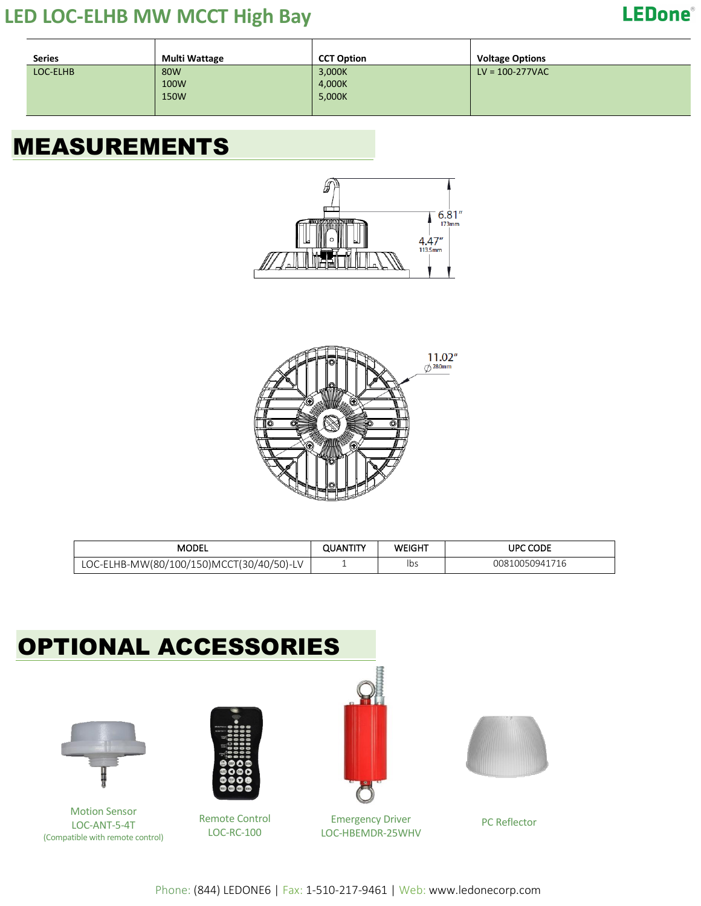# LED LOC-ELHB MW MCCT High Bay

| Series | Multi Wattage | CCT Option | Voltage Options |
|---|---|---|---|
| LOC-ELHB | 80W<br>100W<br>150W | 3,000K<br>4,000K<br>5,000K | LV = 100-277VAC |

## MEASUREMENTS

6.81″
173mm
4.47″
113.5mm

11.02″
∅ 280mm

| MODEL | QUANTITY | WEIGHT | UPC CODE |
|---|---|---|---|
| LOC-ELHB-MW(80/100/150)MCCT(30/40/50)-LV | 1 | lbs | 00810050941716 |

## OPTIONAL ACCESSORIES

Motion Sensor
LOC-ANT-5-4T
(Compatible with remote control)

Remote Control
LOC-RC-100

Emergency Driver
LOC-HBEMDR-25WHV

PC Reflector

Phone: (844) LEDONE6 | Fax: 1-510-217-9461 | Web: www.ledonecorp.com